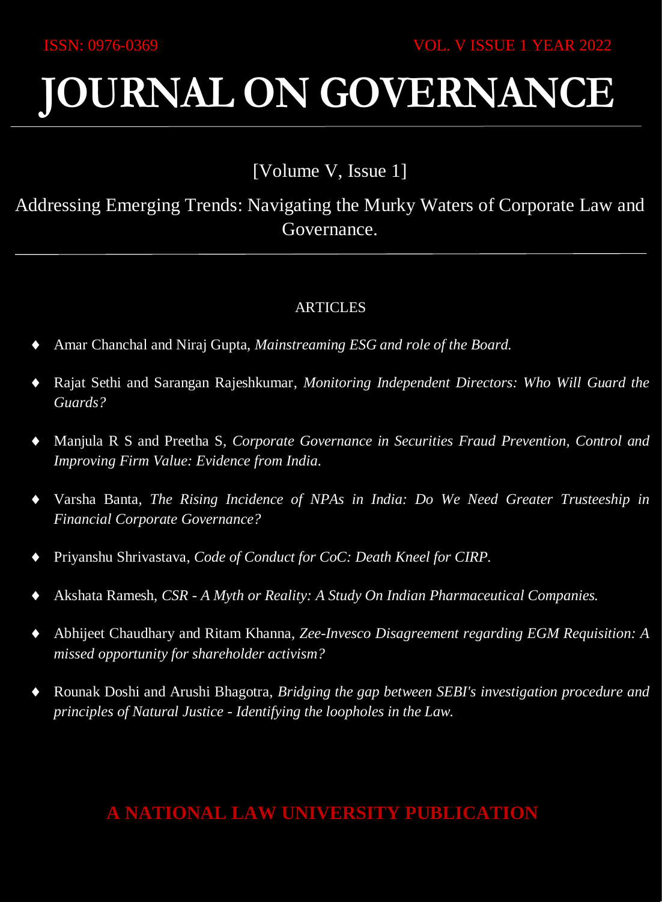ISSN: 0976-0369 VOL. V ISSUE 1 YEAR 2022

# JOURNAL ON GOVERNANCE

[Volume V, Issue 1]

Addressing Emerging Trends: Navigating the Murky Waters of Corporate Law and Governance.

---

ARTICLES

- Amar Chanchal and Niraj Gupta, *Mainstreaming ESG and role of the Board.*
- Rajat Sethi and Sarangan Rajeshkumar, *Monitoring Independent Directors: Who Will Guard the Guards?*
- Manjula R S and Preetha S, *Corporate Governance in Securities Fraud Prevention, Control and Improving Firm Value: Evidence from India.*
- Varsha Banta, *The Rising Incidence of NPAs in India: Do We Need Greater Trusteeship in Financial Corporate Governance?*
- Priyanshu Shrivastava, *Code of Conduct for CoC: Death Kneel for CIRP.*
- Akshata Ramesh, *CSR - A Myth or Reality: A Study On Indian Pharmaceutical Companies.*
- Abhijeet Chaudhary and Ritam Khanna, *Zee-Invesco Disagreement regarding EGM Requisition: A missed opportunity for shareholder activism?*
- Rounak Doshi and Arushi Bhagotra, *Bridging the gap between SEBI's investigation procedure and principles of Natural Justice - Identifying the loopholes in the Law.*

**A NATIONAL LAW UNIVERSITY PUBLICATION**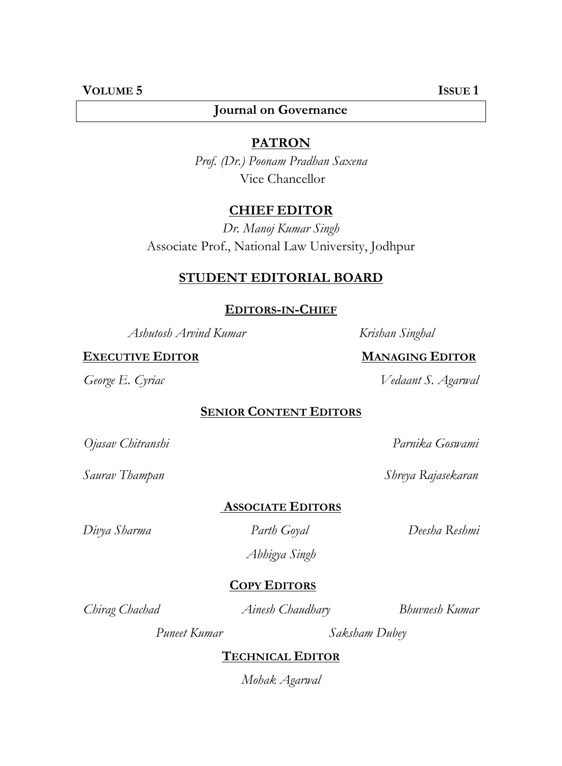**Journal on Governance**

## PATRON

*Prof. (Dr.) Poonam Pradhan Saxena*
Vice Chancellor

## CHIEF EDITOR

*Dr. Manoj Kumar Singh*
Associate Prof., National Law University, Jodhpur

## STUDENT EDITORIAL BOARD

### EDITORS-IN-CHIEF

*Ashutosh Arvind Kumar*

*Krishan Singhal*

### EXECUTIVE EDITOR

*George E. Cyriac*

### MANAGING EDITOR

*Vedaant S. Agarwal*

### SENIOR CONTENT EDITORS

*Ojasav Chitranshi*

*Parnika Goswami*

*Saurav Thampan*

*Shreya Rajasekaran*

### ASSOCIATE EDITORS

*Divya Sharma*

*Parth Goyal*

*Deesha Reshmi*

*Abhigya Singh*

### COPY EDITORS

*Chirag Chachad*

*Ainesh Chaudhary*

*Bhuvnesh Kumar*

*Puneet Kumar*

*Saksham Dubey*

### TECHNICAL EDITOR

*Mohak Agarwal*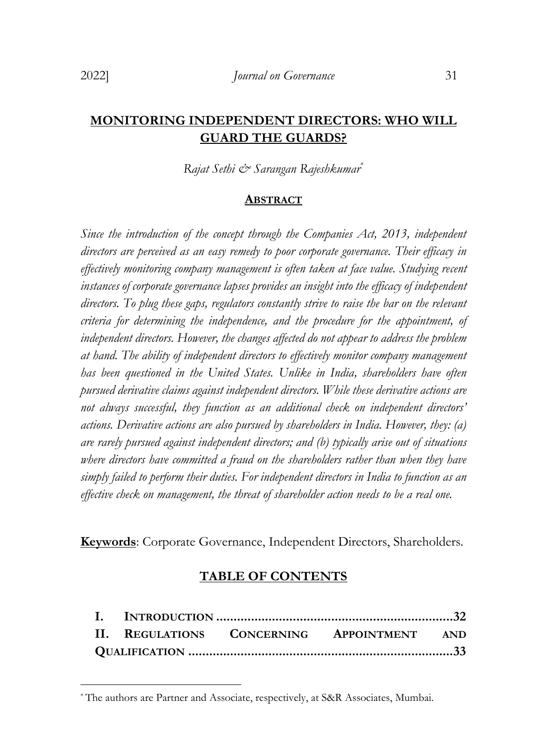# MONITORING INDEPENDENT DIRECTORS: WHO WILL GUARD THE GUARDS?

*Rajat Sethi & Sarangan Rajeshkumar*[*]

## ABSTRACT

*Since the introduction of the concept through the Companies Act, 2013, independent directors are perceived as an easy remedy to poor corporate governance. Their efficacy in effectively monitoring company management is often taken at face value. Studying recent instances of corporate governance lapses provides an insight into the efficacy of independent directors. To plug these gaps, regulators constantly strive to raise the bar on the relevant criteria for determining the independence, and the procedure for the appointment, of independent directors. However, the changes affected do not appear to address the problem at hand. The ability of independent directors to effectively monitor company management has been questioned in the United States. Unlike in India, shareholders have often pursued derivative claims against independent directors. While these derivative actions are not always successful, they function as an additional check on independent directors' actions. Derivative actions are also pursued by shareholders in India. However, they: (a) are rarely pursued against independent directors; and (b) typically arise out of situations where directors have committed a fraud on the shareholders rather than when they have simply failed to perform their duties. For independent directors in India to function as an effective check on management, the threat of shareholder action needs to be a real one.*

**Keywords**: Corporate Governance, Independent Directors, Shareholders.

## TABLE OF CONTENTS

**I. INTRODUCTION ..................................................................32**

**II. REGULATIONS CONCERNING APPOINTMENT AND QUALIFICATION ........................................................................33**

---

[*] The authors are Partner and Associate, respectively, at S&R Associates, Mumbai.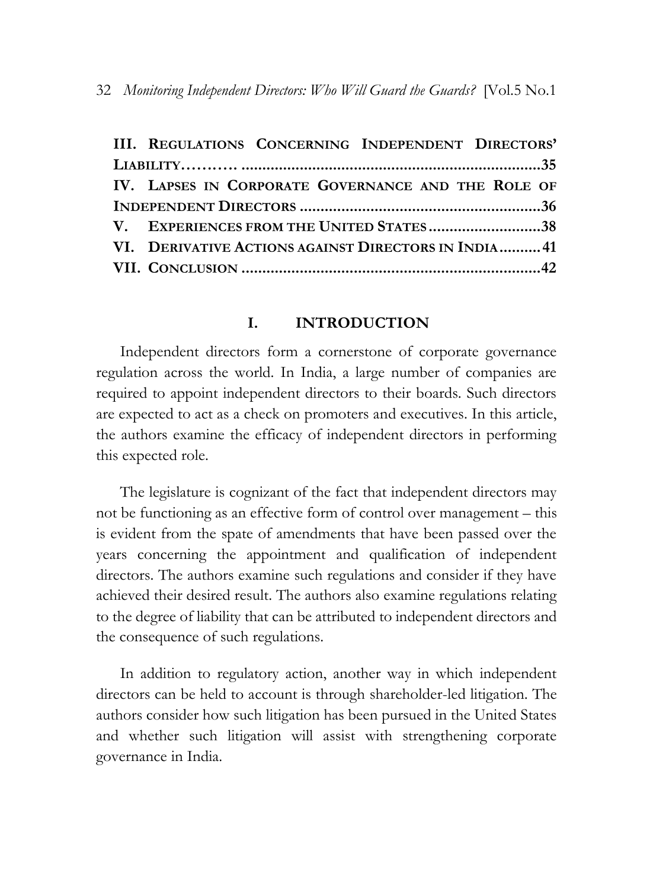III. REGULATIONS CONCERNING INDEPENDENT DIRECTORS' LIABILITY……… .......................................................................35
IV. LAPSES IN CORPORATE GOVERNANCE AND THE ROLE OF INDEPENDENT DIRECTORS ...........................................................36
V. EXPERIENCES FROM THE UNITED STATES ...........................38
VI. DERIVATIVE ACTIONS AGAINST DIRECTORS IN INDIA ..........41
VII. CONCLUSION .......................................................................42

## I. INTRODUCTION

Independent directors form a cornerstone of corporate governance regulation across the world. In India, a large number of companies are required to appoint independent directors to their boards. Such directors are expected to act as a check on promoters and executives. In this article, the authors examine the efficacy of independent directors in performing this expected role.

The legislature is cognizant of the fact that independent directors may not be functioning as an effective form of control over management – this is evident from the spate of amendments that have been passed over the years concerning the appointment and qualification of independent directors. The authors examine such regulations and consider if they have achieved their desired result. The authors also examine regulations relating to the degree of liability that can be attributed to independent directors and the consequence of such regulations.

In addition to regulatory action, another way in which independent directors can be held to account is through shareholder-led litigation. The authors consider how such litigation has been pursued in the United States and whether such litigation will assist with strengthening corporate governance in India.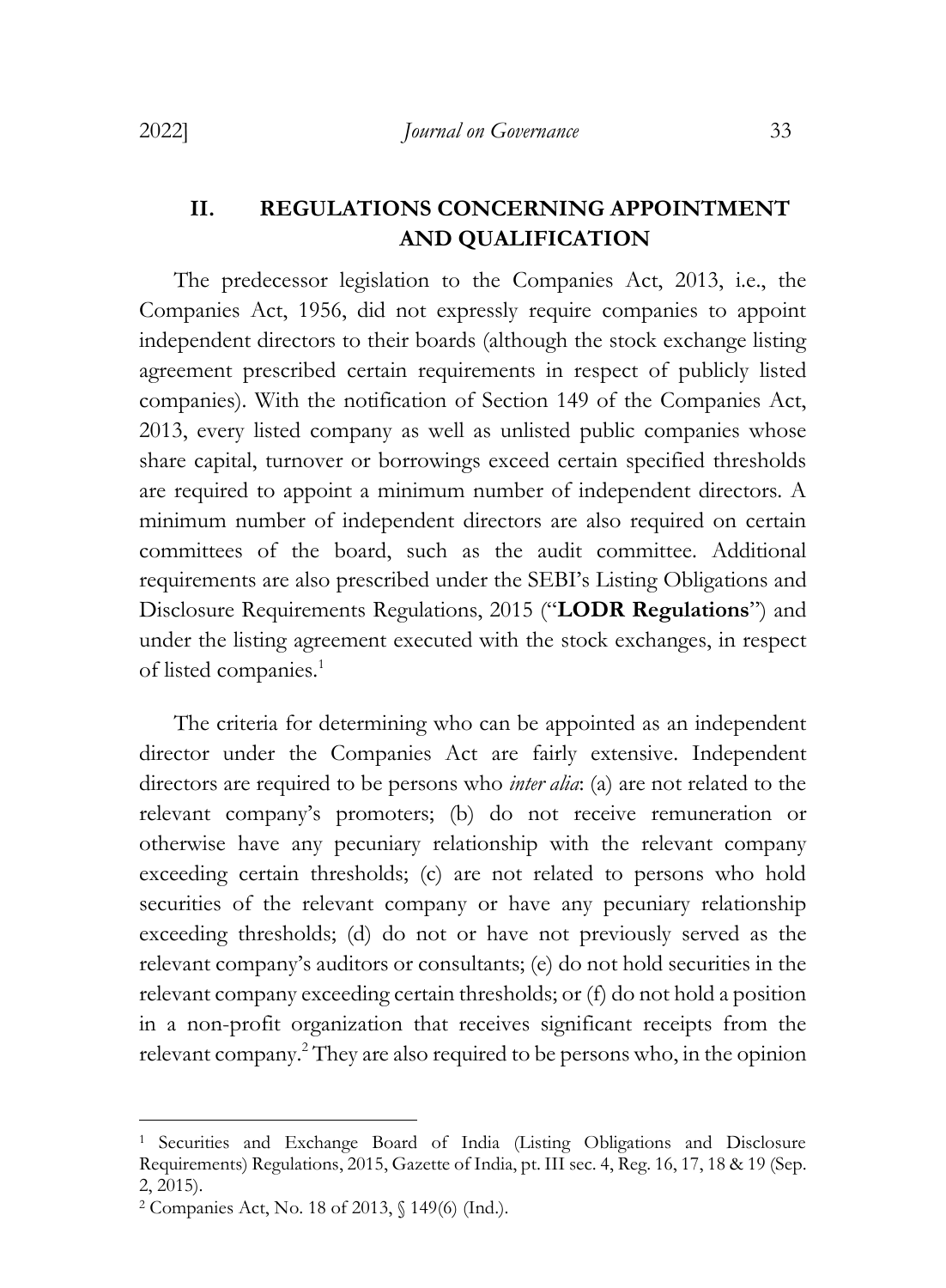## II. REGULATIONS CONCERNING APPOINTMENT AND QUALIFICATION

The predecessor legislation to the Companies Act, 2013, i.e., the Companies Act, 1956, did not expressly require companies to appoint independent directors to their boards (although the stock exchange listing agreement prescribed certain requirements in respect of publicly listed companies). With the notification of Section 149 of the Companies Act, 2013, every listed company as well as unlisted public companies whose share capital, turnover or borrowings exceed certain specified thresholds are required to appoint a minimum number of independent directors. A minimum number of independent directors are also required on certain committees of the board, such as the audit committee. Additional requirements are also prescribed under the SEBI's Listing Obligations and Disclosure Requirements Regulations, 2015 ("**LODR Regulations**") and under the listing agreement executed with the stock exchanges, in respect of listed companies.[1]

The criteria for determining who can be appointed as an independent director under the Companies Act are fairly extensive. Independent directors are required to be persons who *inter alia*: (a) are not related to the relevant company's promoters; (b) do not receive remuneration or otherwise have any pecuniary relationship with the relevant company exceeding certain thresholds; (c) are not related to persons who hold securities of the relevant company or have any pecuniary relationship exceeding thresholds; (d) do not or have not previously served as the relevant company's auditors or consultants; (e) do not hold securities in the relevant company exceeding certain thresholds; or (f) do not hold a position in a non-profit organization that receives significant receipts from the relevant company.[2] They are also required to be persons who, in the opinion

---

[1] Securities and Exchange Board of India (Listing Obligations and Disclosure Requirements) Regulations, 2015, Gazette of India, pt. III sec. 4, Reg. 16, 17, 18 & 19 (Sep. 2, 2015).

[2] Companies Act, No. 18 of 2013, § 149(6) (Ind.).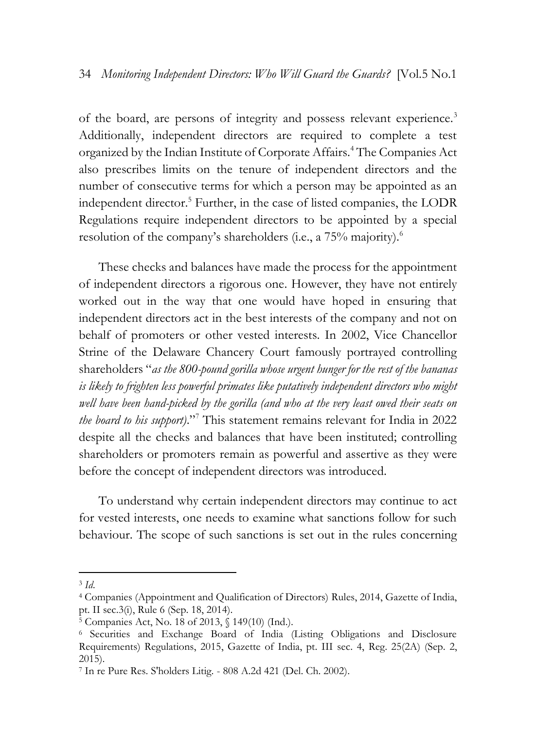of the board, are persons of integrity and possess relevant experience.[3] Additionally, independent directors are required to complete a test organized by the Indian Institute of Corporate Affairs.[4] The Companies Act also prescribes limits on the tenure of independent directors and the number of consecutive terms for which a person may be appointed as an independent director.[5] Further, in the case of listed companies, the LODR Regulations require independent directors to be appointed by a special resolution of the company's shareholders (i.e., a 75% majority).[6]

These checks and balances have made the process for the appointment of independent directors a rigorous one. However, they have not entirely worked out in the way that one would have hoped in ensuring that independent directors act in the best interests of the company and not on behalf of promoters or other vested interests. In 2002, Vice Chancellor Strine of the Delaware Chancery Court famously portrayed controlling shareholders "*as the 800-pound gorilla whose urgent hunger for the rest of the bananas is likely to frighten less powerful primates like putatively independent directors who might well have been hand-picked by the gorilla (and who at the very least owed their seats on the board to his support)*."[7] This statement remains relevant for India in 2022 despite all the checks and balances that have been instituted; controlling shareholders or promoters remain as powerful and assertive as they were before the concept of independent directors was introduced.

To understand why certain independent directors may continue to act for vested interests, one needs to examine what sanctions follow for such behaviour. The scope of such sanctions is set out in the rules concerning

---

[3] *Id.*

[4] Companies (Appointment and Qualification of Directors) Rules, 2014, Gazette of India, pt. II sec.3(i), Rule 6 (Sep. 18, 2014).

[5] Companies Act, No. 18 of 2013, § 149(10) (Ind.).

[6] Securities and Exchange Board of India (Listing Obligations and Disclosure Requirements) Regulations, 2015, Gazette of India, pt. III sec. 4, Reg. 25(2A) (Sep. 2, 2015).

[7] In re Pure Res. S'holders Litig. - 808 A.2d 421 (Del. Ch. 2002).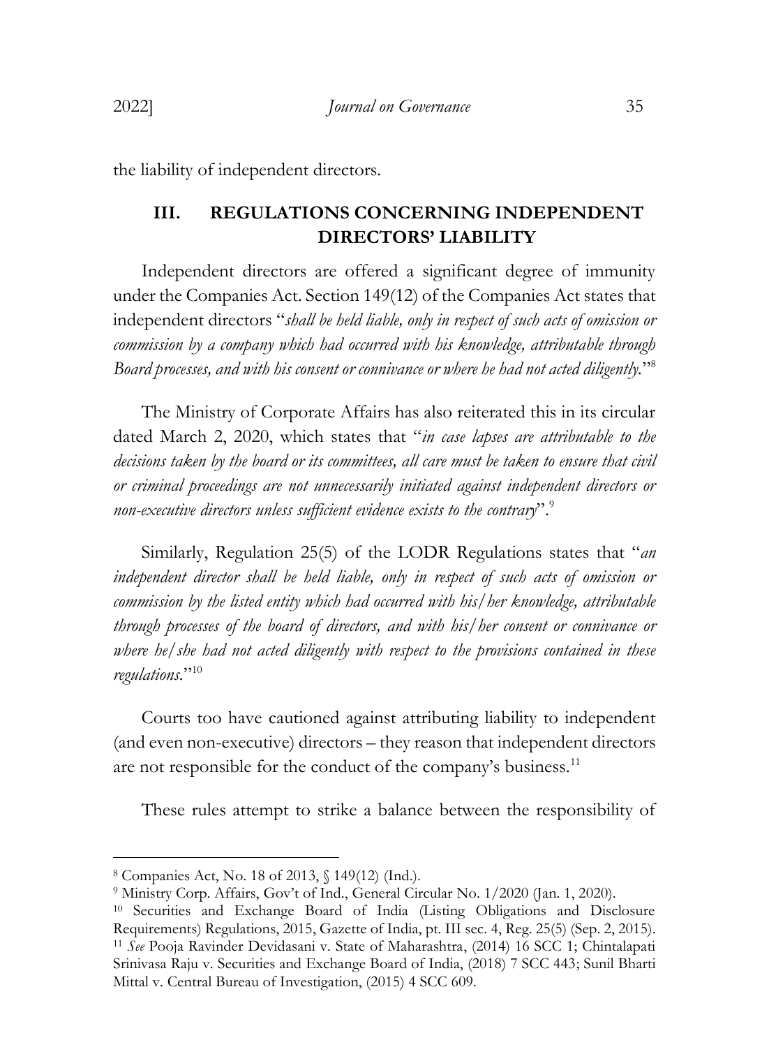the liability of independent directors.

## III. REGULATIONS CONCERNING INDEPENDENT DIRECTORS' LIABILITY

Independent directors are offered a significant degree of immunity under the Companies Act. Section 149(12) of the Companies Act states that independent directors "*shall be held liable, only in respect of such acts of omission or commission by a company which had occurred with his knowledge, attributable through Board processes, and with his consent or connivance or where he had not acted diligently.*"[8]

The Ministry of Corporate Affairs has also reiterated this in its circular dated March 2, 2020, which states that "*in case lapses are attributable to the decisions taken by the board or its committees, all care must be taken to ensure that civil or criminal proceedings are not unnecessarily initiated against independent directors or non-executive directors unless sufficient evidence exists to the contrary*".[9]

Similarly, Regulation 25(5) of the LODR Regulations states that "*an independent director shall be held liable, only in respect of such acts of omission or commission by the listed entity which had occurred with his/her knowledge, attributable through processes of the board of directors, and with his/her consent or connivance or where he/she had not acted diligently with respect to the provisions contained in these regulations.*"[10]

Courts too have cautioned against attributing liability to independent (and even non-executive) directors – they reason that independent directors are not responsible for the conduct of the company's business.[11]

These rules attempt to strike a balance between the responsibility of

---

[8] Companies Act, No. 18 of 2013, § 149(12) (Ind.).

[9] Ministry Corp. Affairs, Gov't of Ind., General Circular No. 1/2020 (Jan. 1, 2020).

[10] Securities and Exchange Board of India (Listing Obligations and Disclosure Requirements) Regulations, 2015, Gazette of India, pt. III sec. 4, Reg. 25(5) (Sep. 2, 2015).

[11] *See* Pooja Ravinder Devidasani v. State of Maharashtra, (2014) 16 SCC 1; Chintalapati Srinivasa Raju v. Securities and Exchange Board of India, (2018) 7 SCC 443; Sunil Bharti Mittal v. Central Bureau of Investigation, (2015) 4 SCC 609.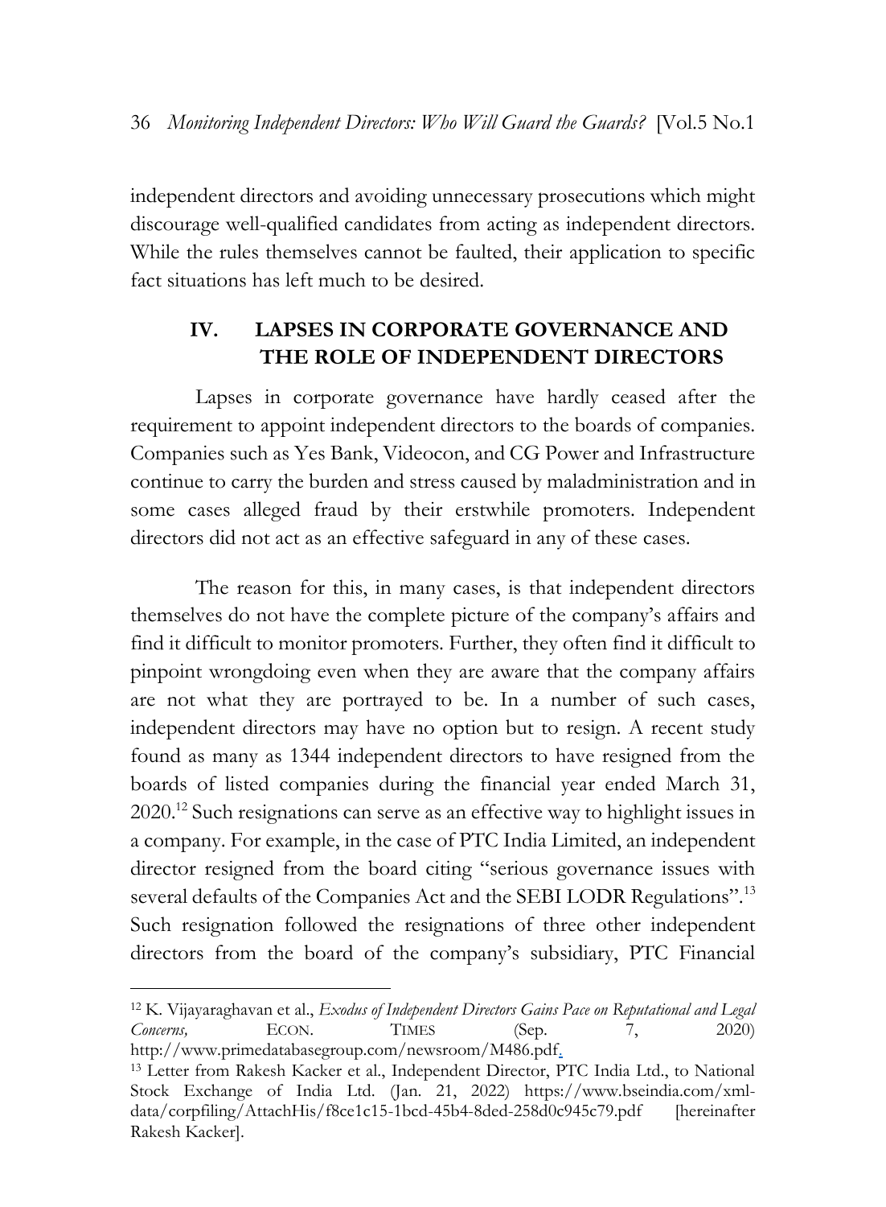independent directors and avoiding unnecessary prosecutions which might discourage well-qualified candidates from acting as independent directors. While the rules themselves cannot be faulted, their application to specific fact situations has left much to be desired.

## IV. LAPSES IN CORPORATE GOVERNANCE AND THE ROLE OF INDEPENDENT DIRECTORS

Lapses in corporate governance have hardly ceased after the requirement to appoint independent directors to the boards of companies. Companies such as Yes Bank, Videocon, and CG Power and Infrastructure continue to carry the burden and stress caused by maladministration and in some cases alleged fraud by their erstwhile promoters. Independent directors did not act as an effective safeguard in any of these cases.

The reason for this, in many cases, is that independent directors themselves do not have the complete picture of the company's affairs and find it difficult to monitor promoters. Further, they often find it difficult to pinpoint wrongdoing even when they are aware that the company affairs are not what they are portrayed to be. In a number of such cases, independent directors may have no option but to resign. A recent study found as many as 1344 independent directors to have resigned from the boards of listed companies during the financial year ended March 31, 2020.[12] Such resignations can serve as an effective way to highlight issues in a company. For example, in the case of PTC India Limited, an independent director resigned from the board citing "serious governance issues with several defaults of the Companies Act and the SEBI LODR Regulations".[13] Such resignation followed the resignations of three other independent directors from the board of the company's subsidiary, PTC Financial

---

[12] K. Vijayaraghavan et al., *Exodus of Independent Directors Gains Pace on Reputational and Legal Concerns,* ECON. TIMES (Sep. 7, 2020) http://www.primedatabasegroup.com/newsroom/M486.pdf.

[13] Letter from Rakesh Kacker et al., Independent Director, PTC India Ltd., to National Stock Exchange of India Ltd. (Jan. 21, 2022) https://www.bseindia.com/xml-data/corpfiling/AttachHis/f8ce1c15-1bcd-45b4-8ded-258d0c945c78.pdf [hereinafter Rakesh Kacker].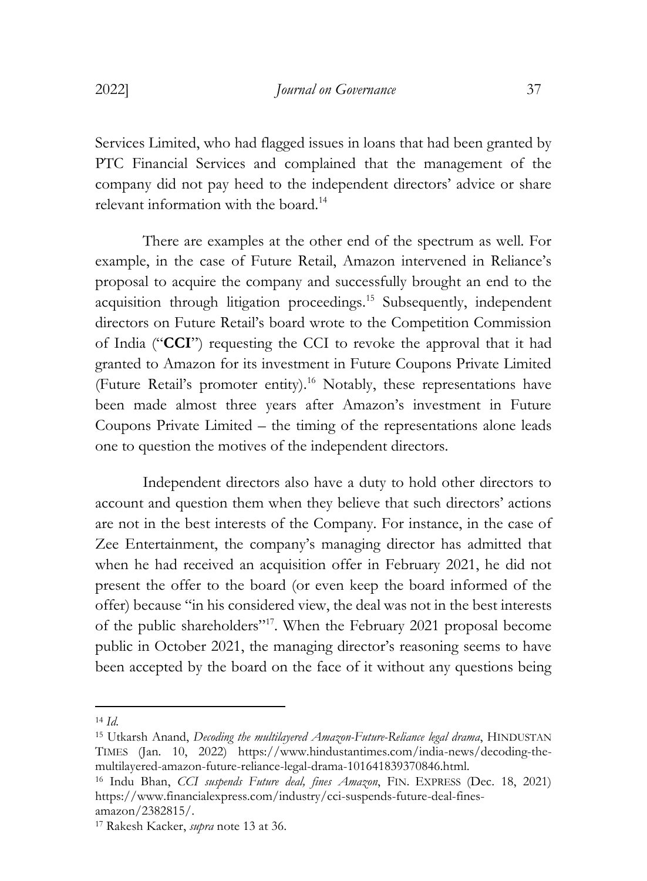Services Limited, who had flagged issues in loans that had been granted by PTC Financial Services and complained that the management of the company did not pay heed to the independent directors' advice or share relevant information with the board.[14]

There are examples at the other end of the spectrum as well. For example, in the case of Future Retail, Amazon intervened in Reliance's proposal to acquire the company and successfully brought an end to the acquisition through litigation proceedings.[15] Subsequently, independent directors on Future Retail's board wrote to the Competition Commission of India ("**CCI**") requesting the CCI to revoke the approval that it had granted to Amazon for its investment in Future Coupons Private Limited (Future Retail's promoter entity).[16] Notably, these representations have been made almost three years after Amazon's investment in Future Coupons Private Limited – the timing of the representations alone leads one to question the motives of the independent directors.

Independent directors also have a duty to hold other directors to account and question them when they believe that such directors' actions are not in the best interests of the Company. For instance, in the case of Zee Entertainment, the company's managing director has admitted that when he had received an acquisition offer in February 2021, he did not present the offer to the board (or even keep the board informed of the offer) because "in his considered view, the deal was not in the best interests of the public shareholders"[17]. When the February 2021 proposal become public in October 2021, the managing director's reasoning seems to have been accepted by the board on the face of it without any questions being

---

[14] *Id.*

[15] Utkarsh Anand, *Decoding the multilayered Amazon-Future-Reliance legal drama*, HINDUSTAN TIMES (Jan. 10, 2022) https://www.hindustantimes.com/india-news/decoding-the-multilayered-amazon-future-reliance-legal-drama-101641839370846.html.

[16] Indu Bhan, *CCI suspends Future deal, fines Amazon*, FIN. EXPRESS (Dec. 18, 2021) https://www.financialexpress.com/industry/cci-suspends-future-deal-fines-amazon/2382815/.

[17] Rakesh Kacker, *supra* note 13 at 36.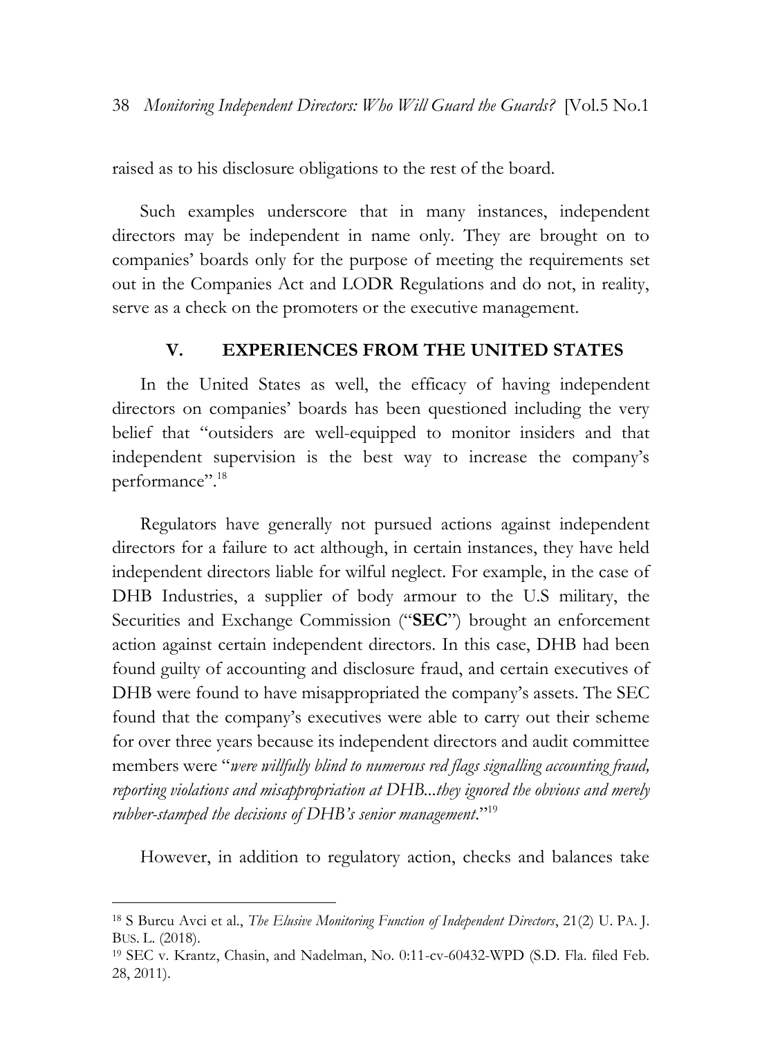raised as to his disclosure obligations to the rest of the board.

Such examples underscore that in many instances, independent directors may be independent in name only. They are brought on to companies' boards only for the purpose of meeting the requirements set out in the Companies Act and LODR Regulations and do not, in reality, serve as a check on the promoters or the executive management.

## V. EXPERIENCES FROM THE UNITED STATES

In the United States as well, the efficacy of having independent directors on companies' boards has been questioned including the very belief that "outsiders are well-equipped to monitor insiders and that independent supervision is the best way to increase the company's performance".[18]

Regulators have generally not pursued actions against independent directors for a failure to act although, in certain instances, they have held independent directors liable for wilful neglect. For example, in the case of DHB Industries, a supplier of body armour to the U.S military, the Securities and Exchange Commission ("**SEC**") brought an enforcement action against certain independent directors. In this case, DHB had been found guilty of accounting and disclosure fraud, and certain executives of DHB were found to have misappropriated the company's assets. The SEC found that the company's executives were able to carry out their scheme for over three years because its independent directors and audit committee members were "*were willfully blind to numerous red flags signalling accounting fraud, reporting violations and misappropriation at DHB...they ignored the obvious and merely rubber-stamped the decisions of DHB's senior management*."[19]

However, in addition to regulatory action, checks and balances take

---

[18] S Burcu Avci et al., *The Elusive Monitoring Function of Independent Directors*, 21(2) U. PA. J. BUS. L. (2018).

[19] SEC v. Krantz, Chasin, and Nadelman, No. 0:11-cv-60432-WPD (S.D. Fla. filed Feb. 28, 2011).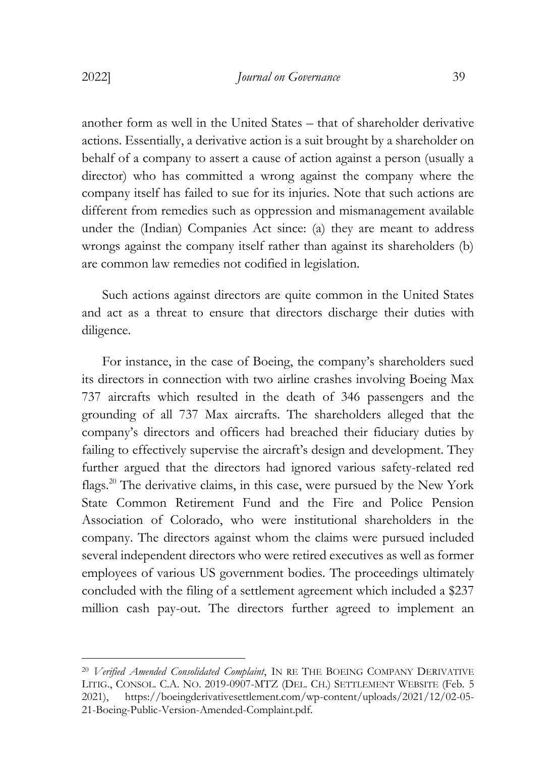another form as well in the United States – that of shareholder derivative actions. Essentially, a derivative action is a suit brought by a shareholder on behalf of a company to assert a cause of action against a person (usually a director) who has committed a wrong against the company where the company itself has failed to sue for its injuries. Note that such actions are different from remedies such as oppression and mismanagement available under the (Indian) Companies Act since: (a) they are meant to address wrongs against the company itself rather than against its shareholders (b) are common law remedies not codified in legislation.

Such actions against directors are quite common in the United States and act as a threat to ensure that directors discharge their duties with diligence.

For instance, in the case of Boeing, the company's shareholders sued its directors in connection with two airline crashes involving Boeing Max 737 aircrafts which resulted in the death of 346 passengers and the grounding of all 737 Max aircrafts. The shareholders alleged that the company's directors and officers had breached their fiduciary duties by failing to effectively supervise the aircraft's design and development. They further argued that the directors had ignored various safety-related red flags.[20] The derivative claims, in this case, were pursued by the New York State Common Retirement Fund and the Fire and Police Pension Association of Colorado, who were institutional shareholders in the company. The directors against whom the claims were pursued included several independent directors who were retired executives as well as former employees of various US government bodies. The proceedings ultimately concluded with the filing of a settlement agreement which included a $237 million cash pay-out. The directors further agreed to implement an

---

[20] *Verified Amended Consolidated Complaint*, IN RE THE BOEING COMPANY DERIVATIVE LITIG., CONSOL. C.A. NO. 2019-0907-MTZ (DEL. CH.) SETTLEMENT WEBSITE (Feb. 5 2021), https://boeingderivativesettlement.com/wp-content/uploads/2021/12/02-05-21-Boeing-Public-Version-Amended-Complaint.pdf.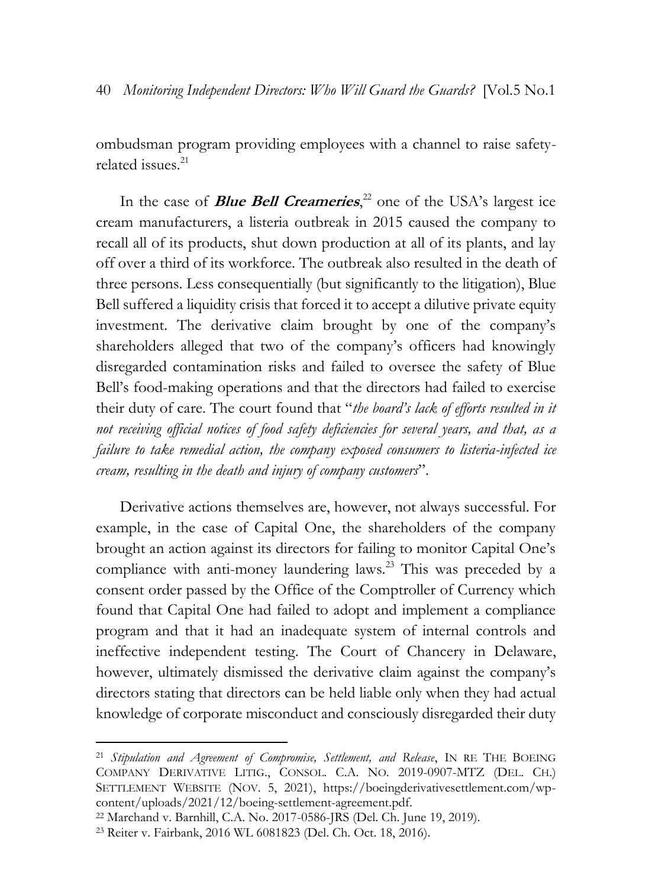ombudsman program providing employees with a channel to raise safety-related issues.[21]

In the case of ***Blue Bell Creameries***,[22] one of the USA's largest ice cream manufacturers, a listeria outbreak in 2015 caused the company to recall all of its products, shut down production at all of its plants, and lay off over a third of its workforce. The outbreak also resulted in the death of three persons. Less consequentially (but significantly to the litigation), Blue Bell suffered a liquidity crisis that forced it to accept a dilutive private equity investment. The derivative claim brought by one of the company's shareholders alleged that two of the company's officers had knowingly disregarded contamination risks and failed to oversee the safety of Blue Bell's food-making operations and that the directors had failed to exercise their duty of care. The court found that "*the board's lack of efforts resulted in it not receiving official notices of food safety deficiencies for several years, and that, as a failure to take remedial action, the company exposed consumers to listeria-infected ice cream, resulting in the death and injury of company customers*".

Derivative actions themselves are, however, not always successful. For example, in the case of Capital One, the shareholders of the company brought an action against its directors for failing to monitor Capital One's compliance with anti-money laundering laws.[23] This was preceded by a consent order passed by the Office of the Comptroller of Currency which found that Capital One had failed to adopt and implement a compliance program and that it had an inadequate system of internal controls and ineffective independent testing. The Court of Chancery in Delaware, however, ultimately dismissed the derivative claim against the company's directors stating that directors can be held liable only when they had actual knowledge of corporate misconduct and consciously disregarded their duty

---

[21] *Stipulation and Agreement of Compromise, Settlement, and Release*, IN RE THE BOEING COMPANY DERIVATIVE LITIG., CONSOL. C.A. NO. 2019-0907-MTZ (DEL. CH.) SETTLEMENT WEBSITE (NOV. 5, 2021), https://boeingderivativesettlement.com/wp-content/uploads/2021/12/boeing-settlement-agreement.pdf.

[22] Marchand v. Barnhill, C.A. No. 2017-0586-JRS (Del. Ch. June 19, 2019).

[23] Reiter v. Fairbank, 2016 WL 6081823 (Del. Ch. Oct. 18, 2016).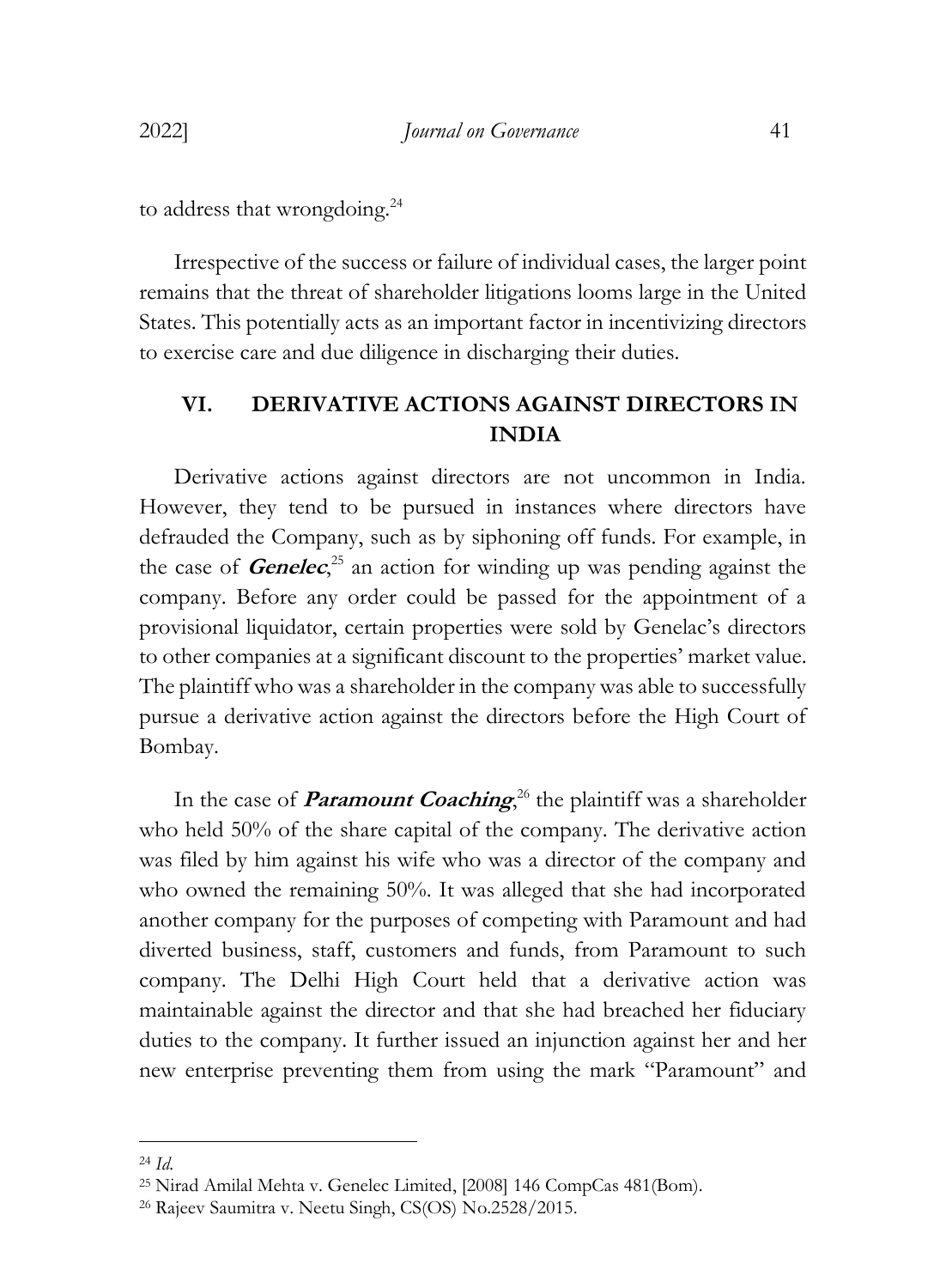to address that wrongdoing.[24]

Irrespective of the success or failure of individual cases, the larger point remains that the threat of shareholder litigations looms large in the United States. This potentially acts as an important factor in incentivizing directors to exercise care and due diligence in discharging their duties.

## VI. DERIVATIVE ACTIONS AGAINST DIRECTORS IN INDIA

Derivative actions against directors are not uncommon in India. However, they tend to be pursued in instances where directors have defrauded the Company, such as by siphoning off funds. For example, in the case of ***Genelec***,[25] an action for winding up was pending against the company. Before any order could be passed for the appointment of a provisional liquidator, certain properties were sold by Genelac's directors to other companies at a significant discount to the properties' market value. The plaintiff who was a shareholder in the company was able to successfully pursue a derivative action against the directors before the High Court of Bombay.

In the case of ***Paramount Coaching***,[26] the plaintiff was a shareholder who held 50% of the share capital of the company. The derivative action was filed by him against his wife who was a director of the company and who owned the remaining 50%. It was alleged that she had incorporated another company for the purposes of competing with Paramount and had diverted business, staff, customers and funds, from Paramount to such company. The Delhi High Court held that a derivative action was maintainable against the director and that she had breached her fiduciary duties to the company. It further issued an injunction against her and her new enterprise preventing them from using the mark "Paramount" and

---

[24] *Id.*

[25] Nirad Amilal Mehta v. Genelec Limited, [2008] 146 CompCas 481(Bom).

[26] Rajeev Saumitra v. Neetu Singh, CS(OS) No.2528/2015.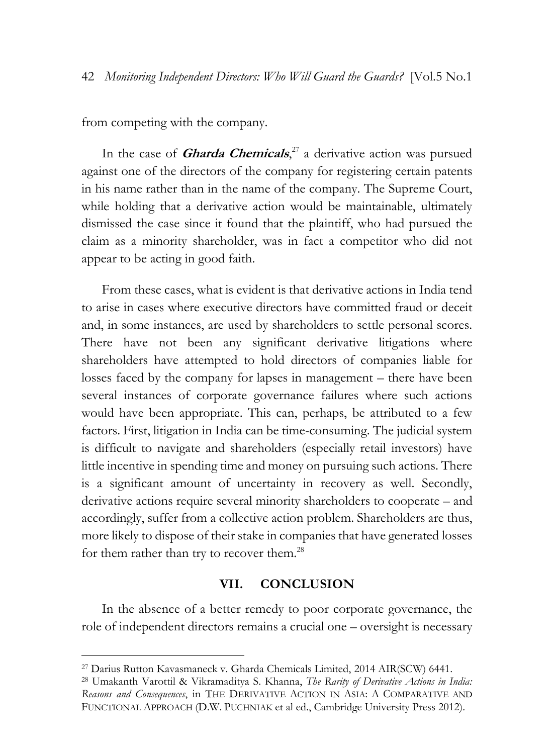from competing with the company.

In the case of ***Gharda Chemicals***,[27] a derivative action was pursued against one of the directors of the company for registering certain patents in his name rather than in the name of the company. The Supreme Court, while holding that a derivative action would be maintainable, ultimately dismissed the case since it found that the plaintiff, who had pursued the claim as a minority shareholder, was in fact a competitor who did not appear to be acting in good faith.

From these cases, what is evident is that derivative actions in India tend to arise in cases where executive directors have committed fraud or deceit and, in some instances, are used by shareholders to settle personal scores. There have not been any significant derivative litigations where shareholders have attempted to hold directors of companies liable for losses faced by the company for lapses in management – there have been several instances of corporate governance failures where such actions would have been appropriate. This can, perhaps, be attributed to a few factors. First, litigation in India can be time-consuming. The judicial system is difficult to navigate and shareholders (especially retail investors) have little incentive in spending time and money on pursuing such actions. There is a significant amount of uncertainty in recovery as well. Secondly, derivative actions require several minority shareholders to cooperate – and accordingly, suffer from a collective action problem. Shareholders are thus, more likely to dispose of their stake in companies that have generated losses for them rather than try to recover them.[28]

## VII. CONCLUSION

In the absence of a better remedy to poor corporate governance, the role of independent directors remains a crucial one – oversight is necessary

---

[27] Darius Rutton Kavasmaneck v. Gharda Chemicals Limited, 2014 AIR(SCW) 6441.

[28] Umakanth Varottil & Vikramaditya S. Khanna, *The Rarity of Derivative Actions in India: Reasons and Consequences*, in THE DERIVATIVE ACTION IN ASIA: A COMPARATIVE AND FUNCTIONAL APPROACH (D.W. PUCHNIAK et al ed., Cambridge University Press 2012).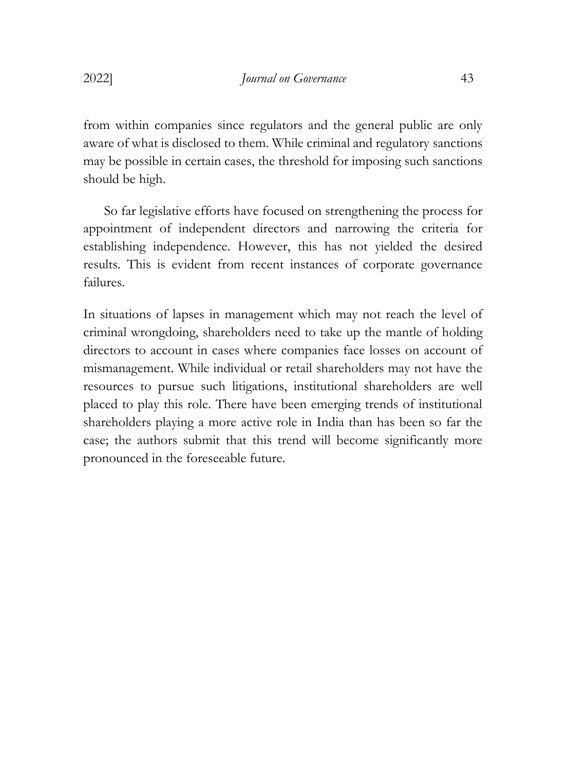from within companies since regulators and the general public are only aware of what is disclosed to them. While criminal and regulatory sanctions may be possible in certain cases, the threshold for imposing such sanctions should be high.

So far legislative efforts have focused on strengthening the process for appointment of independent directors and narrowing the criteria for establishing independence. However, this has not yielded the desired results. This is evident from recent instances of corporate governance failures.

In situations of lapses in management which may not reach the level of criminal wrongdoing, shareholders need to take up the mantle of holding directors to account in cases where companies face losses on account of mismanagement. While individual or retail shareholders may not have the resources to pursue such litigations, institutional shareholders are well placed to play this role. There have been emerging trends of institutional shareholders playing a more active role in India than has been so far the case; the authors submit that this trend will become significantly more pronounced in the foreseeable future.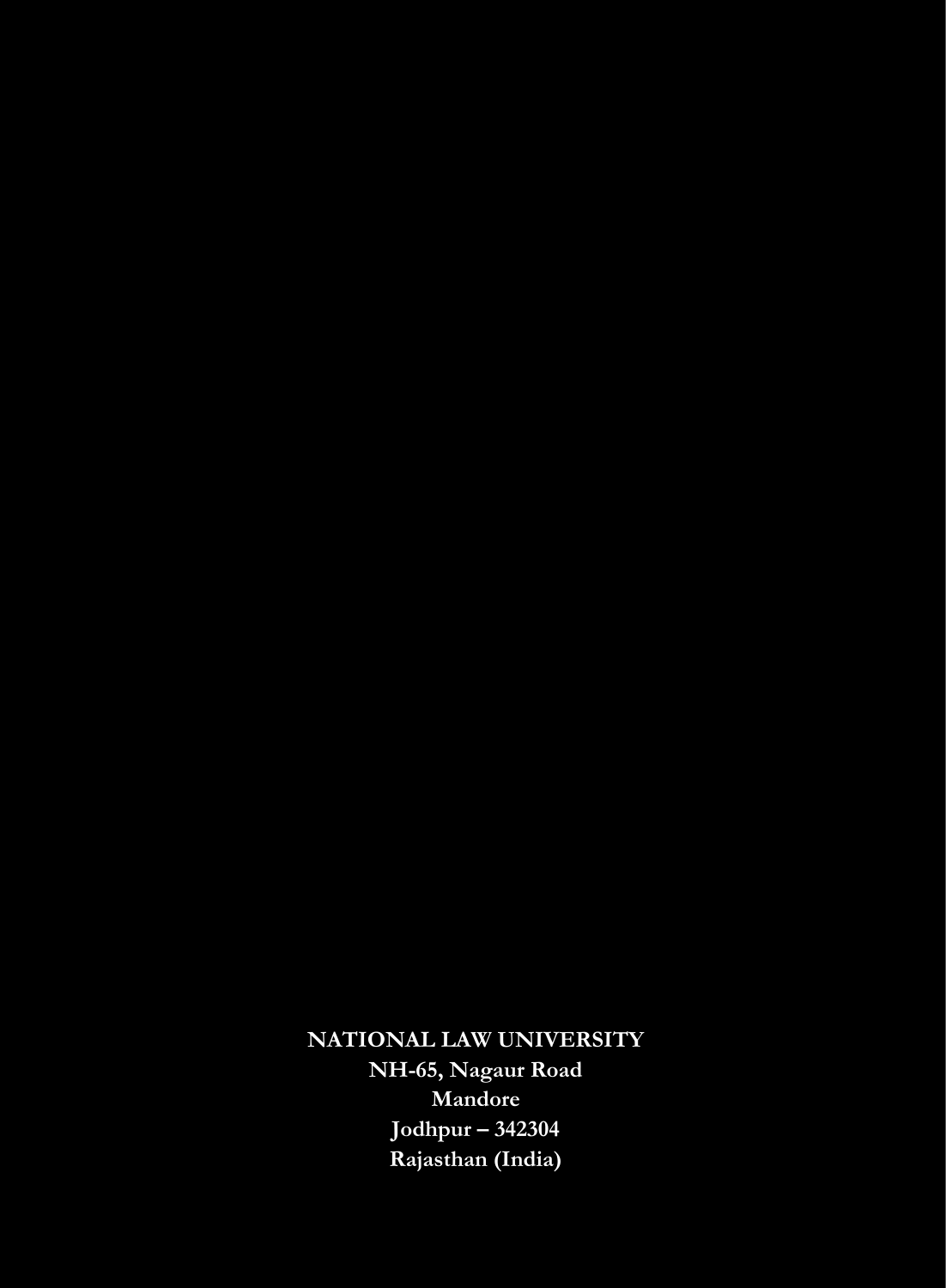**NATIONAL LAW UNIVERSITY**
**NH-65, Nagaur Road**
**Mandore**
**Jodhpur – 342304**
**Rajasthan (India)**